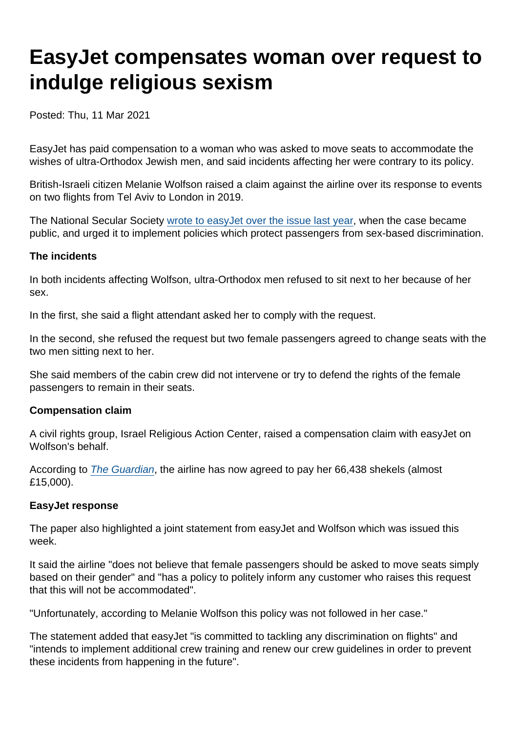# EasyJet compensates woman over request to indulge religious sexism

Posted: Thu, 11 Mar 2021

EasyJet has paid compensation to a woman who was asked to move seats to accommodate the wishes of ultra-Orthodox Jewish men, and said incidents affecting her were contrary to its policy.

British-Israeli citizen Melanie Wolfson raised a claim against the airline over its response to events on two flights from Tel Aviv to London in 2019.

The National Secular Society [wrote to easyJet over the issue last year](), when the case became public, and urged it to implement policies which protect passengers from sex-based discrimination.

**The incidents**

In both incidents affecting Wolfson, ultra-Orthodox men refused to sit next to her because of her sex.

In the first, she said a flight attendant asked her to comply with the request.

In the second, she refused the request but two female passengers agreed to change seats with the two men sitting next to her.

She said members of the cabin crew did not intervene or try to defend the rights of the female passengers to remain in their seats.

**Compensation claim**

A civil rights group, Israel Religious Action Center, raised a compensation claim with easyJet on Wolfson's behalf.

According to [*The Guardian*](), the airline has now agreed to pay her 66,438 shekels (almost £15,000).

**EasyJet response**

The paper also highlighted a joint statement from easyJet and Wolfson which was issued this week.

It said the airline "does not believe that female passengers should be asked to move seats simply based on their gender" and "has a policy to politely inform any customer who raises this request that this will not be accommodated".

"Unfortunately, according to Melanie Wolfson this policy was not followed in her case."

The statement added that easyJet "is committed to tackling any discrimination on flights" and "intends to implement additional crew training and renew our crew guidelines in order to prevent these incidents from happening in the future".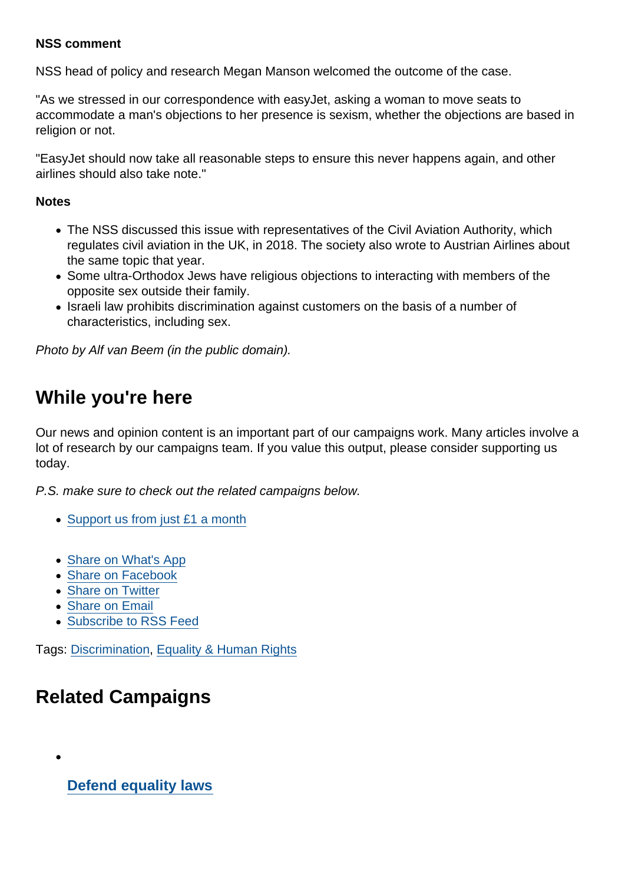**NSS comment**

NSS head of policy and research Megan Manson welcomed the outcome of the case.

"As we stressed in our correspondence with easyJet, asking a woman to move seats to accommodate a man's objections to her presence is sexism, whether the objections are based in religion or not.

"EasyJet should now take all reasonable steps to ensure this never happens again, and other airlines should also take note."

**Notes**

- The NSS discussed this issue with representatives of the Civil Aviation Authority, which regulates civil aviation in the UK, in 2018. The society also wrote to Austrian Airlines about the same topic that year.
- Some ultra-Orthodox Jews have religious objections to interacting with members of the opposite sex outside their family.
- Israeli law prohibits discrimination against customers on the basis of a number of characteristics, including sex.

*Photo by Alf van Beem (in the public domain).*

## While you're here

Our news and opinion content is an important part of our campaigns work. Many articles involve a lot of research by our campaigns team. If you value this output, please consider supporting us today.

*P.S. make sure to check out the related campaigns below.*

- Support us from just £1 a month

- Share on What's App
- Share on Facebook
- Share on Twitter
- Share on Email
- Subscribe to RSS Feed

Tags: Discrimination, Equality & Human Rights

## Related Campaigns

- **Defend equality laws**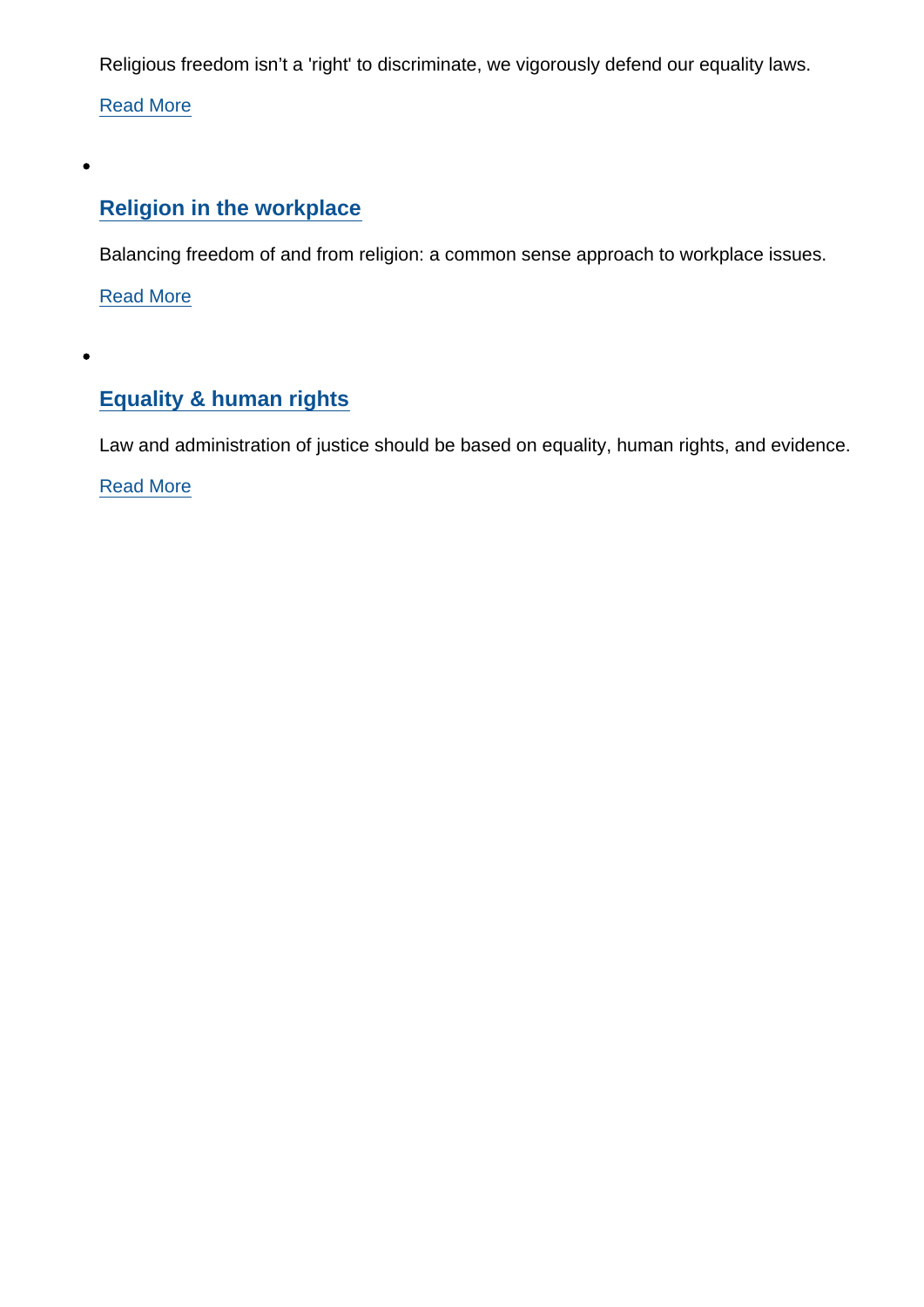Religious freedom isn’t a 'right' to discriminate, we vigorously defend our equality laws.

Read More

- ### Religion in the workplace

  Balancing freedom of and from religion: a common sense approach to workplace issues.

  Read More

- ### Equality & human rights

  Law and administration of justice should be based on equality, human rights, and evidence.

  Read More